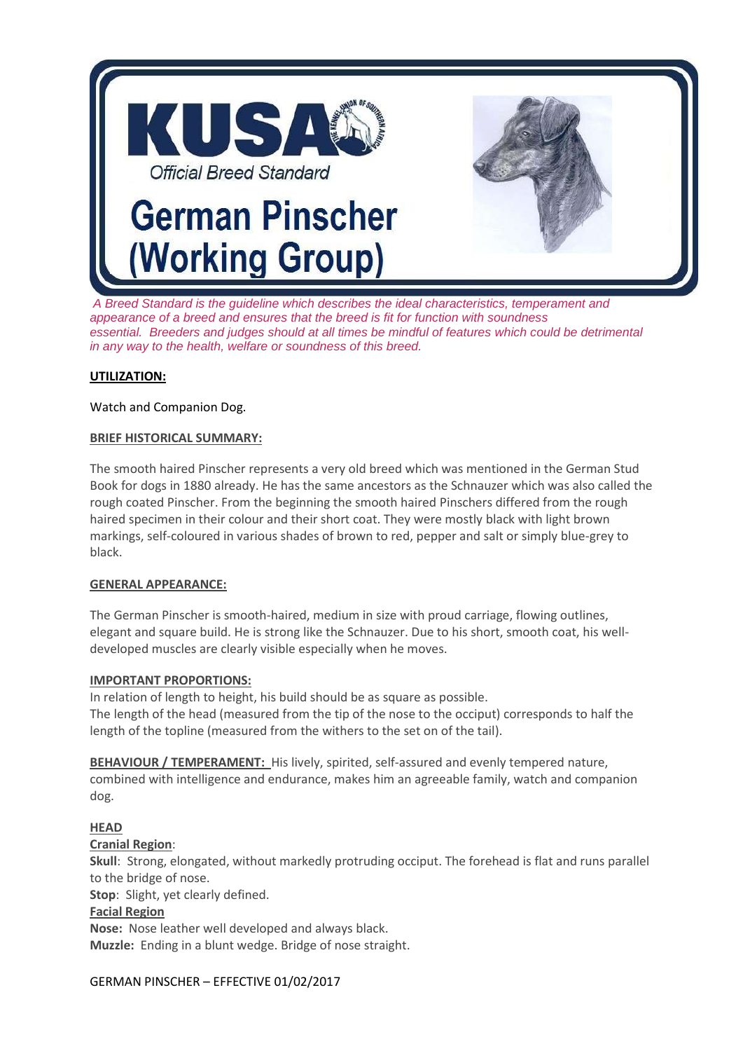# KUSA

Official Breed Standard

# German Pinscher (Working Group)

*A Breed Standard is the guideline which describes the ideal characteristics, temperament and appearance of a breed and ensures that the breed is fit for function with soundness essential. Breeders and judges should at all times be mindful of features which could be detrimental in any way to the health, welfare or soundness of this breed.*

## UTILIZATION:

Watch and Companion Dog.

## BRIEF HISTORICAL SUMMARY:

The smooth haired Pinscher represents a very old breed which was mentioned in the German Stud Book for dogs in 1880 already. He has the same ancestors as the Schnauzer which was also called the rough coated Pinscher. From the beginning the smooth haired Pinschers differed from the rough haired specimen in their colour and their short coat. They were mostly black with light brown markings, self-coloured in various shades of brown to red, pepper and salt or simply blue-grey to black.

## GENERAL APPEARANCE:

The German Pinscher is smooth-haired, medium in size with proud carriage, flowing outlines, elegant and square build. He is strong like the Schnauzer. Due to his short, smooth coat, his well-developed muscles are clearly visible especially when he moves.

## IMPORTANT PROPORTIONS:

In relation of length to height, his build should be as square as possible.
The length of the head (measured from the tip of the nose to the occiput) corresponds to half the length of the topline (measured from the withers to the set on of the tail).

**BEHAVIOUR / TEMPERAMENT:** His lively, spirited, self-assured and evenly tempered nature, combined with intelligence and endurance, makes him an agreeable family, watch and companion dog.

## HEAD

### Cranial Region:

**Skull**: Strong, elongated, without markedly protruding occiput. The forehead is flat and runs parallel to the bridge of nose.
**Stop**: Slight, yet clearly defined.

### Facial Region

**Nose:** Nose leather well developed and always black.
**Muzzle:** Ending in a blunt wedge. Bridge of nose straight.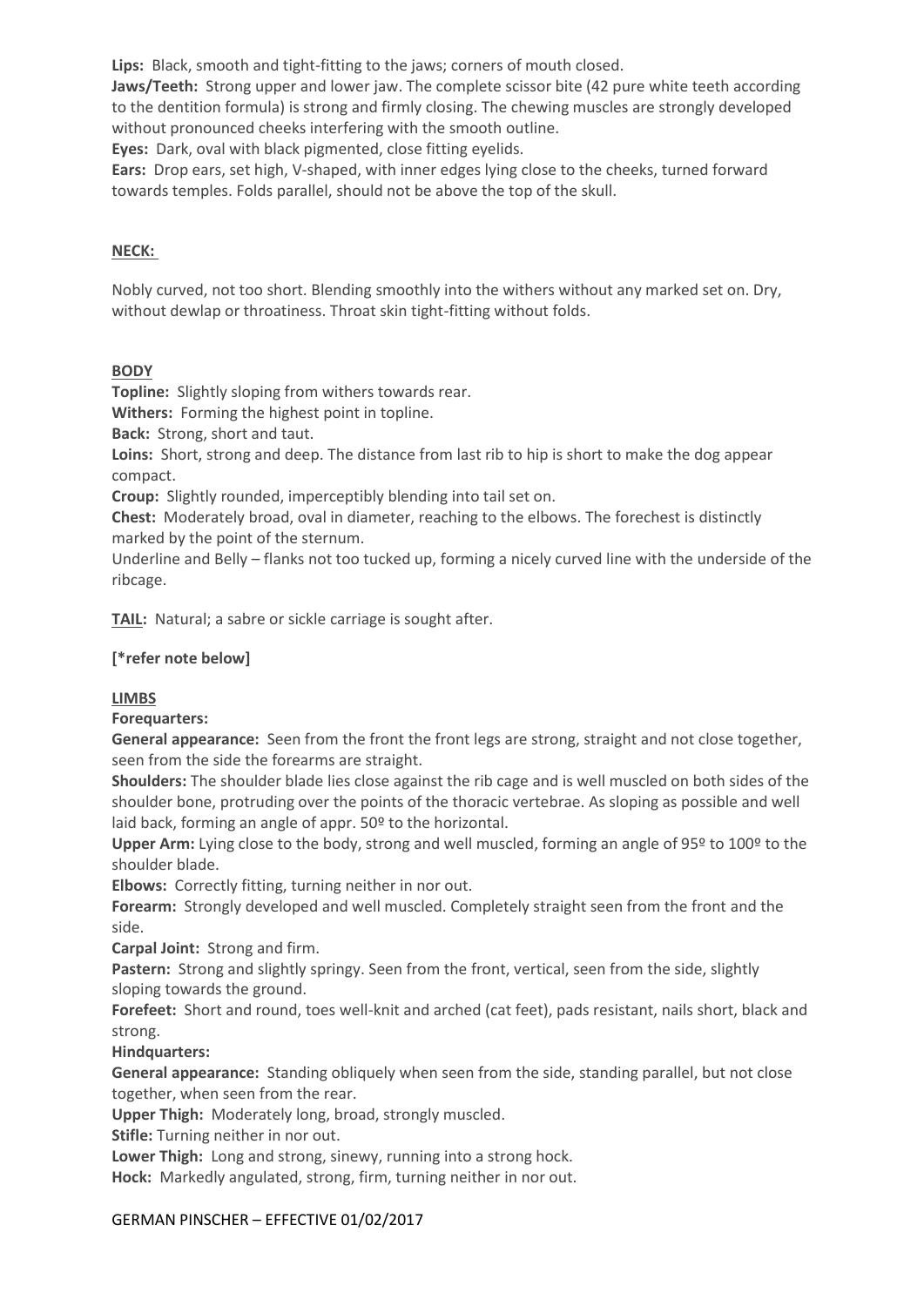**Lips:** Black, smooth and tight-fitting to the jaws; corners of mouth closed.
**Jaws/Teeth:** Strong upper and lower jaw. The complete scissor bite (42 pure white teeth according to the dentition formula) is strong and firmly closing. The chewing muscles are strongly developed without pronounced cheeks interfering with the smooth outline.
**Eyes:** Dark, oval with black pigmented, close fitting eyelids.
**Ears:** Drop ears, set high, V-shaped, with inner edges lying close to the cheeks, turned forward towards temples. Folds parallel, should not be above the top of the skull.

## NECK:

Nobly curved, not too short. Blending smoothly into the withers without any marked set on. Dry, without dewlap or throatiness. Throat skin tight-fitting without folds.

## BODY

**Topline:** Slightly sloping from withers towards rear.
**Withers:** Forming the highest point in topline.
**Back:** Strong, short and taut.
**Loins:** Short, strong and deep. The distance from last rib to hip is short to make the dog appear compact.
**Croup:** Slightly rounded, imperceptibly blending into tail set on.
**Chest:** Moderately broad, oval in diameter, reaching to the elbows. The forechest is distinctly marked by the point of the sternum.
Underline and Belly – flanks not too tucked up, forming a nicely curved line with the underside of the ribcage.

**TAIL:** Natural; a sabre or sickle carriage is sought after.

**[*refer note below]**

## LIMBS

**Forequarters:**
**General appearance:** Seen from the front the front legs are strong, straight and not close together, seen from the side the forearms are straight.
**Shoulders:** The shoulder blade lies close against the rib cage and is well muscled on both sides of the shoulder bone, protruding over the points of the thoracic vertebrae. As sloping as possible and well laid back, forming an angle of appr. 50º to the horizontal.
**Upper Arm:** Lying close to the body, strong and well muscled, forming an angle of 95º to 100º to the shoulder blade.
**Elbows:** Correctly fitting, turning neither in nor out.
**Forearm:** Strongly developed and well muscled. Completely straight seen from the front and the side.
**Carpal Joint:** Strong and firm.
**Pastern:** Strong and slightly springy. Seen from the front, vertical, seen from the side, slightly sloping towards the ground.
**Forefeet:** Short and round, toes well-knit and arched (cat feet), pads resistant, nails short, black and strong.
**Hindquarters:**
**General appearance:** Standing obliquely when seen from the side, standing parallel, but not close together, when seen from the rear.
**Upper Thigh:** Moderately long, broad, strongly muscled.
**Stifle:** Turning neither in nor out.
**Lower Thigh:** Long and strong, sinewy, running into a strong hock.
**Hock:** Markedly angulated, strong, firm, turning neither in nor out.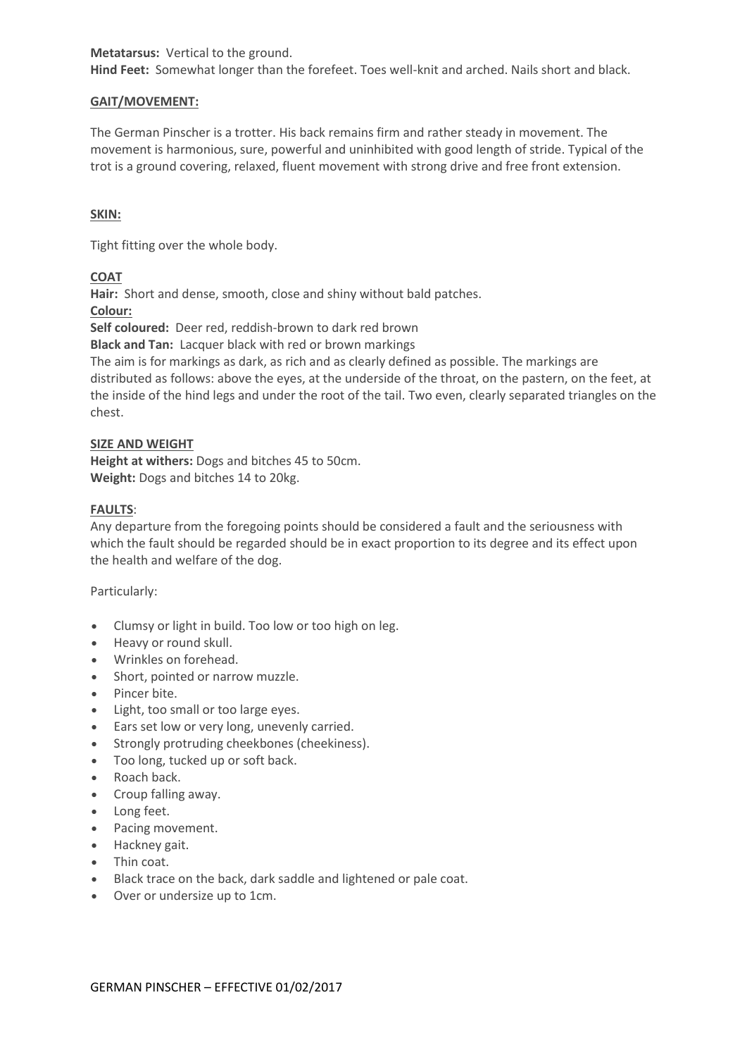**Metatarsus:** Vertical to the ground.
**Hind Feet:** Somewhat longer than the forefeet. Toes well-knit and arched. Nails short and black.

## GAIT/MOVEMENT:

The German Pinscher is a trotter. His back remains firm and rather steady in movement. The movement is harmonious, sure, powerful and uninhibited with good length of stride. Typical of the trot is a ground covering, relaxed, fluent movement with strong drive and free front extension.

## SKIN:

Tight fitting over the whole body.

## COAT

**Hair:** Short and dense, smooth, close and shiny without bald patches.

**Colour:**

**Self coloured:** Deer red, reddish-brown to dark red brown

**Black and Tan:** Lacquer black with red or brown markings

The aim is for markings as dark, as rich and as clearly defined as possible. The markings are distributed as follows: above the eyes, at the underside of the throat, on the pastern, on the feet, at the inside of the hind legs and under the root of the tail. Two even, clearly separated triangles on the chest.

## SIZE AND WEIGHT

**Height at withers:** Dogs and bitches 45 to 50cm.
**Weight:** Dogs and bitches 14 to 20kg.

## FAULTS:

Any departure from the foregoing points should be considered a fault and the seriousness with which the fault should be regarded should be in exact proportion to its degree and its effect upon the health and welfare of the dog.

Particularly:

- Clumsy or light in build. Too low or too high on leg.
- Heavy or round skull.
- Wrinkles on forehead.
- Short, pointed or narrow muzzle.
- Pincer bite.
- Light, too small or too large eyes.
- Ears set low or very long, unevenly carried.
- Strongly protruding cheekbones (cheekiness).
- Too long, tucked up or soft back.
- Roach back.
- Croup falling away.
- Long feet.
- Pacing movement.
- Hackney gait.
- Thin coat.
- Black trace on the back, dark saddle and lightened or pale coat.
- Over or undersize up to 1cm.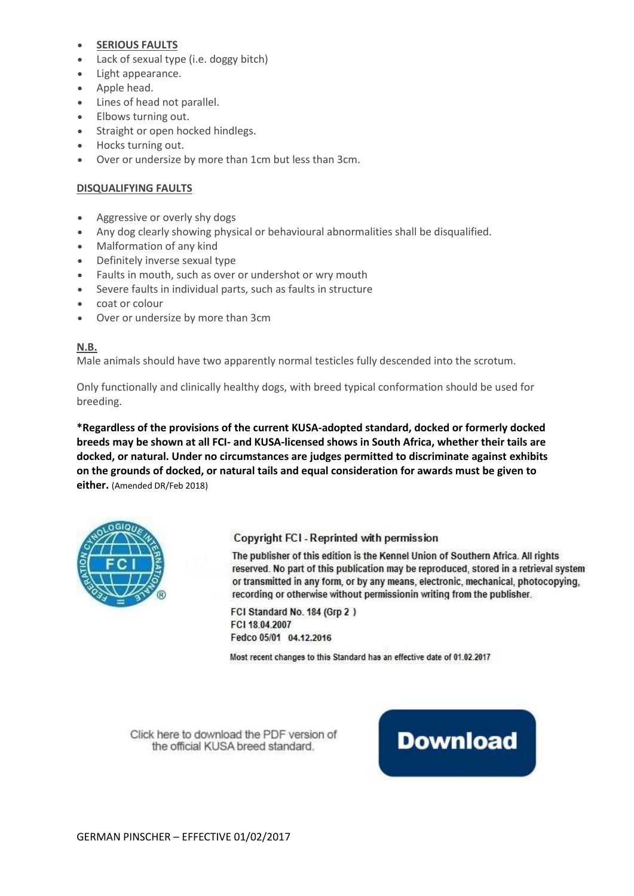- **SERIOUS FAULTS**
- Lack of sexual type (i.e. doggy bitch)
- Light appearance.
- Apple head.
- Lines of head not parallel.
- Elbows turning out.
- Straight or open hocked hindlegs.
- Hocks turning out.
- Over or undersize by more than 1cm but less than 3cm.

**DISQUALIFYING FAULTS**

- Aggressive or overly shy dogs
- Any dog clearly showing physical or behavioural abnormalities shall be disqualified.
- Malformation of any kind
- Definitely inverse sexual type
- Faults in mouth, such as over or undershot or wry mouth
- Severe faults in individual parts, such as faults in structure
- coat or colour
- Over or undersize by more than 3cm

**N.B.**

Male animals should have two apparently normal testicles fully descended into the scrotum.

Only functionally and clinically healthy dogs, with breed typical conformation should be used for breeding.

**\*Regardless of the provisions of the current KUSA-adopted standard, docked or formerly docked breeds may be shown at all FCI- and KUSA-licensed shows in South Africa, whether their tails are docked, or natural. Under no circumstances are judges permitted to discriminate against exhibits on the grounds of docked, or natural tails and equal consideration for awards must be given to either.** (Amended DR/Feb 2018)

Copyright FCI - Reprinted with permission

The publisher of this edition is the Kennel Union of Southern Africa. All rights reserved. No part of this publication may be reproduced, stored in a retrieval system or transmitted in any form, or by any means, electronic, mechanical, photocopying, recording or otherwise without permissionin writing from the publisher.

FCI Standard No. 184 (Grp 2 )
FCI 18.04.2007
Fedco 05/01 04.12.2016

Most recent changes to this Standard has an effective date of 01.02.2017

Click here to download the PDF version of the official KUSA breed standard.

Download

GERMAN PINSCHER – EFFECTIVE 01/02/2017